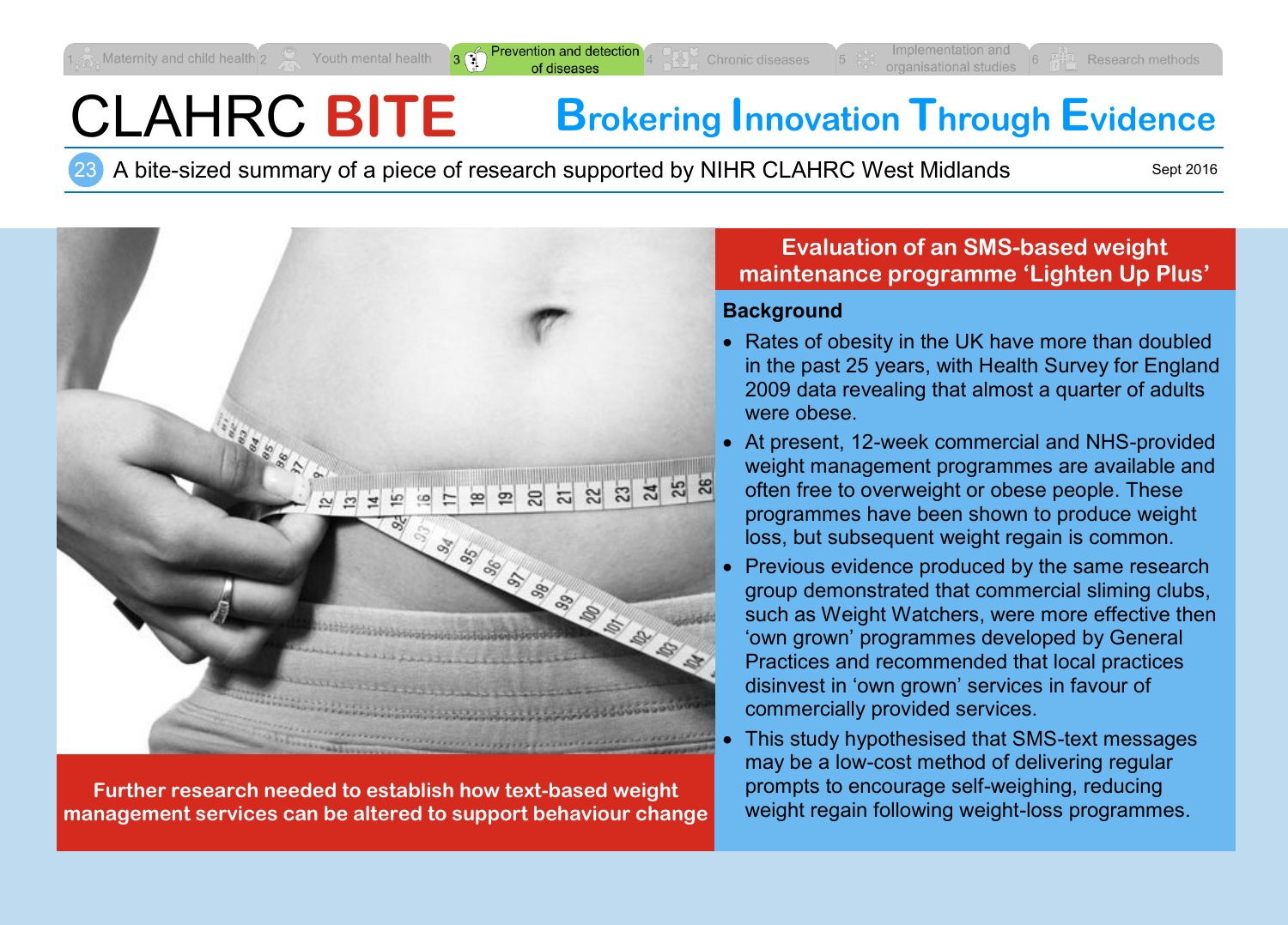1 Maternity and child health | 2 Youth mental health | 3 Prevention and detection of diseases | 4 Chronic diseases | 5 Implementation and organisational studies | 6 Research methods

# CLAHRC **BITE** — Brokering Innovation Through Evidence

23 A bite-sized summary of a piece of research supported by NIHR CLAHRC West Midlands

Sept 2016

**Further research needed to establish how text-based weight management services can be altered to support behaviour change**

## Evaluation of an SMS-based weight maintenance programme ‘Lighten Up Plus’

### Background

- Rates of obesity in the UK have more than doubled in the past 25 years, with Health Survey for England 2009 data revealing that almost a quarter of adults were obese.
- At present, 12-week commercial and NHS-provided weight management programmes are available and often free to overweight or obese people. These programmes have been shown to produce weight loss, but subsequent weight regain is common.
- Previous evidence produced by the same research group demonstrated that commercial sliming clubs, such as Weight Watchers, were more effective then ‘own grown’ programmes developed by General Practices and recommended that local practices disinvest in ‘own grown’ services in favour of commercially provided services.
- This study hypothesised that SMS-text messages may be a low-cost method of delivering regular prompts to encourage self-weighing, reducing weight regain following weight-loss programmes.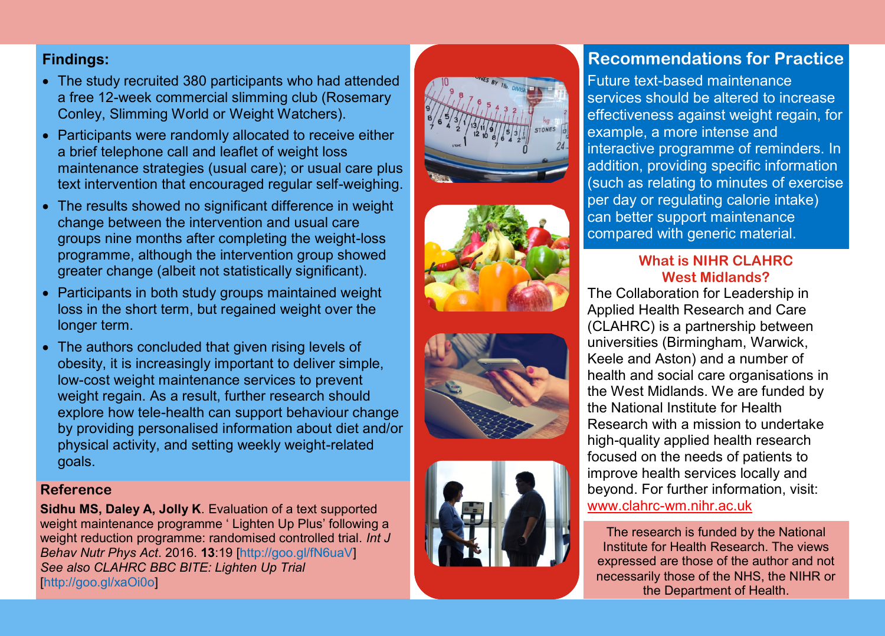**Findings:**

- The study recruited 380 participants who had attended a free 12-week commercial slimming club (Rosemary Conley, Slimming World or Weight Watchers).
- Participants were randomly allocated to receive either a brief telephone call and leaflet of weight loss maintenance strategies (usual care); or usual care plus text intervention that encouraged regular self-weighing.
- The results showed no significant difference in weight change between the intervention and usual care groups nine months after completing the weight-loss programme, although the intervention group showed greater change (albeit not statistically significant).
- Participants in both study groups maintained weight loss in the short term, but regained weight over the longer term.
- The authors concluded that given rising levels of obesity, it is increasingly important to deliver simple, low-cost weight maintenance services to prevent weight regain. As a result, further research should explore how tele-health can support behaviour change by providing personalised information about diet and/or physical activity, and setting weekly weight-related goals.

**Reference**

**Sidhu MS, Daley A, Jolly K**. Evaluation of a text supported weight maintenance programme ' Lighten Up Plus' following a weight reduction programme: randomised controlled trial. *Int J Behav Nutr Phys Act*. 2016. **13**:19 [http://goo.gl/fN6uaV]
*See also CLAHRC BBC BITE: Lighten Up Trial* [http://goo.gl/xaOi0o]

## Recommendations for Practice

Future text-based maintenance services should be altered to increase effectiveness against weight regain, for example, a more intense and interactive programme of reminders. In addition, providing specific information (such as relating to minutes of exercise per day or regulating calorie intake) can better support maintenance compared with generic material.

### What is NIHR CLAHRC West Midlands?

The Collaboration for Leadership in Applied Health Research and Care (CLAHRC) is a partnership between universities (Birmingham, Warwick, Keele and Aston) and a number of health and social care organisations in the West Midlands. We are funded by the National Institute for Health Research with a mission to undertake high-quality applied health research focused on the needs of patients to improve health services locally and beyond. For further information, visit: www.clahrc-wm.nihr.ac.uk

The research is funded by the National Institute for Health Research. The views expressed are those of the author and not necessarily those of the NHS, the NIHR or the Department of Health.